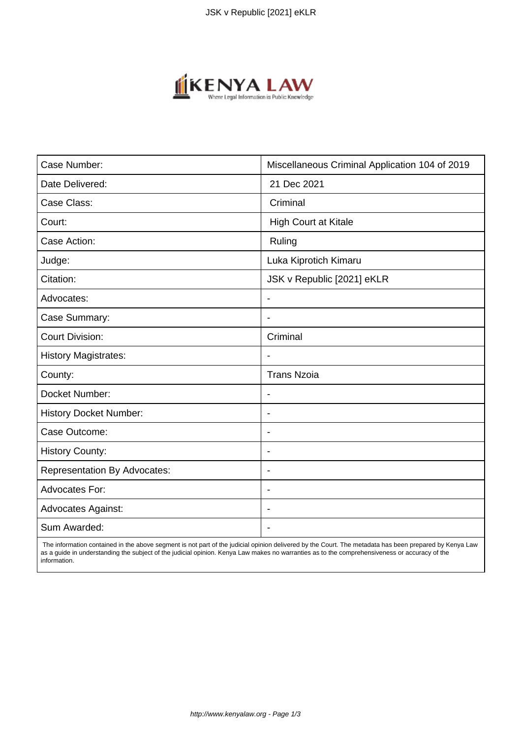| Case Number: | Miscellaneous Criminal Application 104 of 2019 |
| --- | --- |
| Date Delivered: | 21 Dec 2021 |
| Case Class: | Criminal |
| Court: | High Court at Kitale |
| Case Action: | Ruling |
| Judge: | Luka Kiprotich Kimaru |
| Citation: | JSK v Republic [2021] eKLR |
| Advocates: | - |
| Case Summary: | - |
| Court Division: | Criminal |
| History Magistrates: | - |
| County: | Trans Nzoia |
| Docket Number: | - |
| History Docket Number: | - |
| Case Outcome: | - |
| History County: | - |
| Representation By Advocates: | - |
| Advocates For: | - |
| Advocates Against: | - |
| Sum Awarded: | - |

The information contained in the above segment is not part of the judicial opinion delivered by the Court. The metadata has been prepared by Kenya Law as a guide in understanding the subject of the judicial opinion. Kenya Law makes no warranties as to the comprehensiveness or accuracy of the information.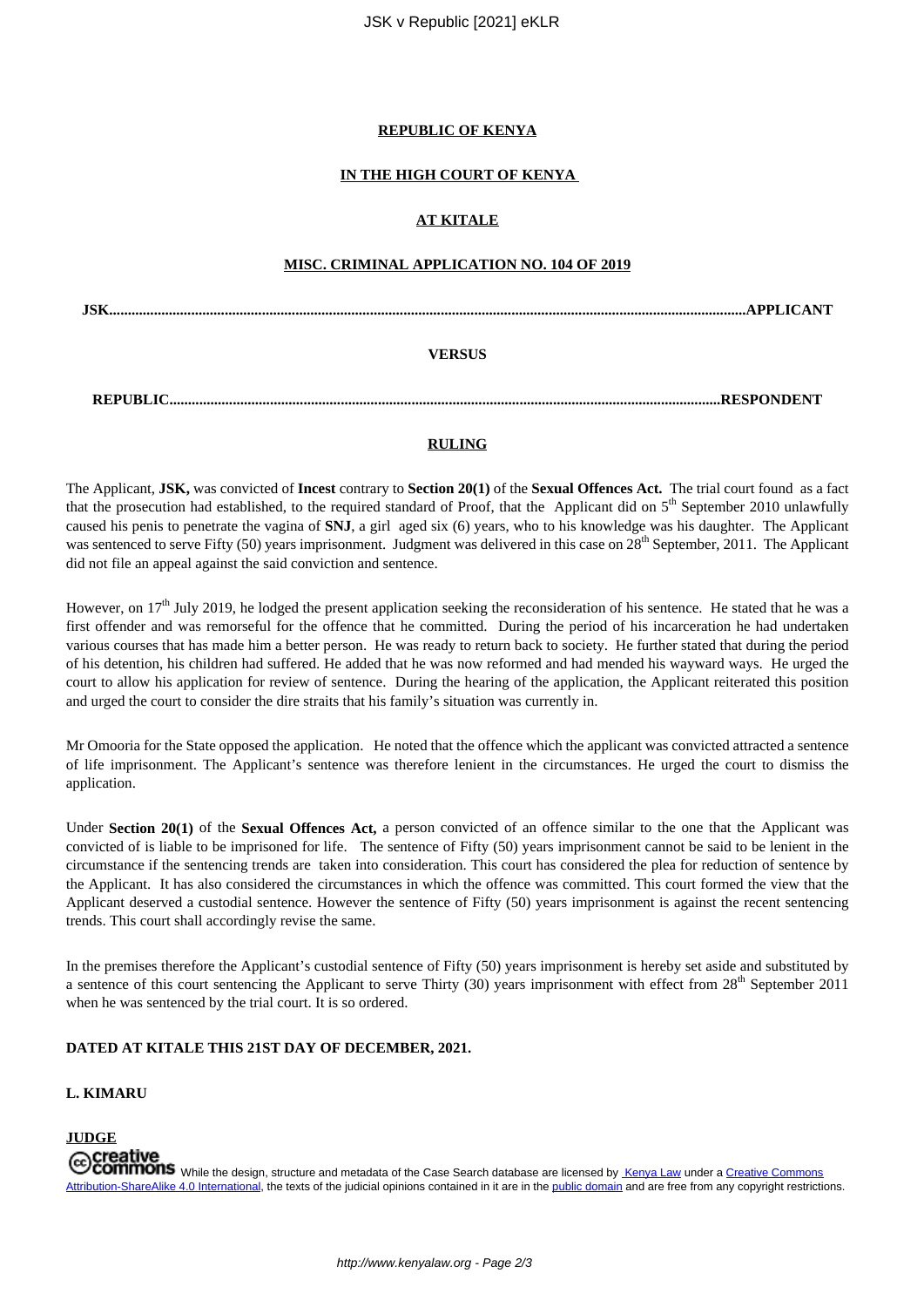**REPUBLIC OF KENYA**

**IN THE HIGH COURT OF KENYA**

**AT KITALE**

**MISC. CRIMINAL APPLICATION NO. 104 OF 2019**

**JSK.........................................................................................................................................................APPLICANT**

**VERSUS**

**REPUBLIC...................................................................................................................................RESPONDENT**

**RULING**

The Applicant, **JSK,** was convicted of **Incest** contrary to **Section 20(1)** of the **Sexual Offences Act.** The trial court found as a fact that the prosecution had established, to the required standard of Proof, that the Applicant did on 5th September 2010 unlawfully caused his penis to penetrate the vagina of **SNJ**, a girl aged six (6) years, who to his knowledge was his daughter. The Applicant was sentenced to serve Fifty (50) years imprisonment. Judgment was delivered in this case on 28th September, 2011. The Applicant did not file an appeal against the said conviction and sentence.

However, on 17th July 2019, he lodged the present application seeking the reconsideration of his sentence. He stated that he was a first offender and was remorseful for the offence that he committed. During the period of his incarceration he had undertaken various courses that has made him a better person. He was ready to return back to society. He further stated that during the period of his detention, his children had suffered. He added that he was now reformed and had mended his wayward ways. He urged the court to allow his application for review of sentence. During the hearing of the application, the Applicant reiterated this position and urged the court to consider the dire straits that his family's situation was currently in.

Mr Omooria for the State opposed the application. He noted that the offence which the applicant was convicted attracted a sentence of life imprisonment. The Applicant's sentence was therefore lenient in the circumstances. He urged the court to dismiss the application.

Under **Section 20(1)** of the **Sexual Offences Act,** a person convicted of an offence similar to the one that the Applicant was convicted of is liable to be imprisoned for life. The sentence of Fifty (50) years imprisonment cannot be said to be lenient in the circumstance if the sentencing trends are taken into consideration. This court has considered the plea for reduction of sentence by the Applicant. It has also considered the circumstances in which the offence was committed. This court formed the view that the Applicant deserved a custodial sentence. However the sentence of Fifty (50) years imprisonment is against the recent sentencing trends. This court shall accordingly revise the same.

In the premises therefore the Applicant's custodial sentence of Fifty (50) years imprisonment is hereby set aside and substituted by a sentence of this court sentencing the Applicant to serve Thirty (30) years imprisonment with effect from 28th September 2011 when he was sentenced by the trial court. It is so ordered.

**DATED AT KITALE THIS 21ST DAY OF DECEMBER, 2021.**

**L. KIMARU**

**JUDGE**

While the design, structure and metadata of the Case Search database are licensed by Kenya Law under a Creative Commons Attribution-ShareAlike 4.0 International, the texts of the judicial opinions contained in it are in the public domain and are free from any copyright restrictions.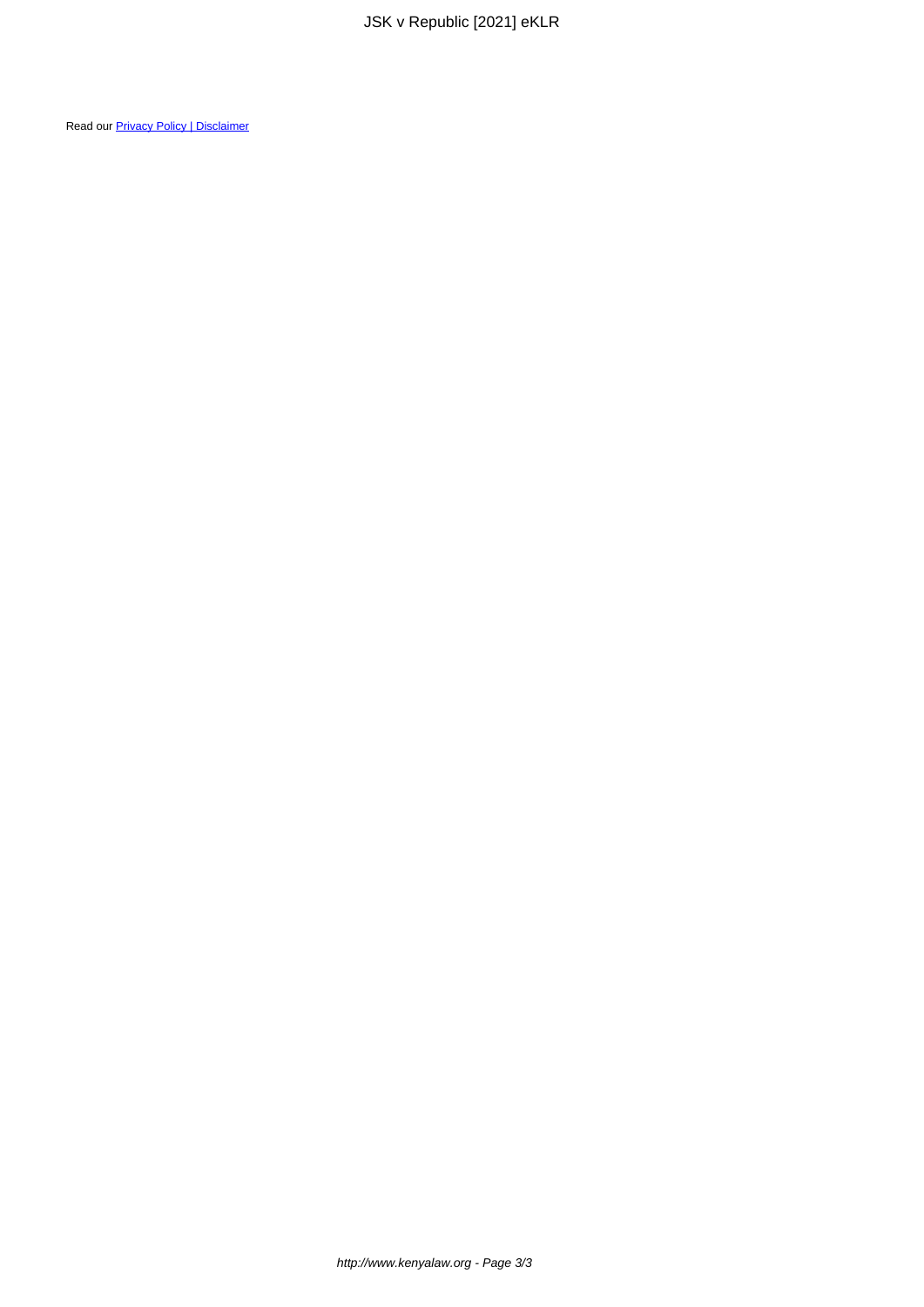Read our [Privacy Policy | Disclaimer]